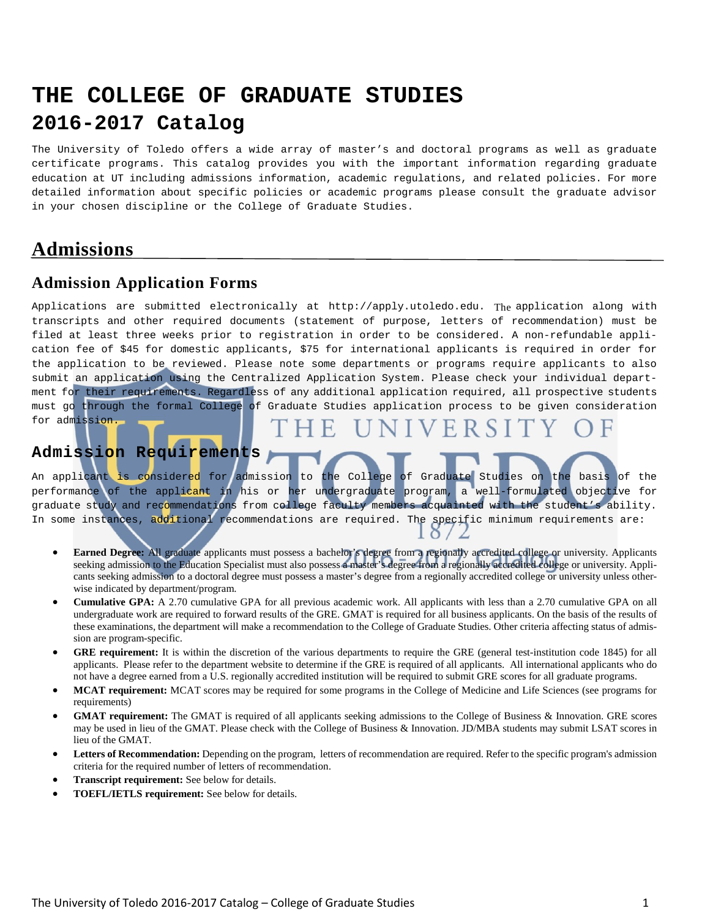# THE COLLEGE OF GRADUATE STUDIES
## 2016-2017 Catalog

The University of Toledo offers a wide array of master's and doctoral programs as well as graduate certificate programs. This catalog provides you with the important information regarding graduate education at UT including admissions information, academic regulations, and related policies. For more detailed information about specific policies or academic programs please consult the graduate advisor in your chosen discipline or the College of Graduate Studies.

## Admissions

### Admission Application Forms

Applications are submitted electronically at http://apply.utoledo.edu. The application along with transcripts and other required documents (statement of purpose, letters of recommendation) must be filed at least three weeks prior to registration in order to be considered. A non-refundable application fee of $45 for domestic applicants, $75 for international applicants is required in order for the application to be reviewed. Please note some departments or programs require applicants to also submit an application using the Centralized Application System. Please check your individual department for their requirements. Regardless of any additional application required, all prospective students must go through the formal College of Graduate Studies application process to be given consideration for admission.

### Admission Requirements

An applicant is considered for admission to the College of Graduate Studies on the basis of the performance of the applicant in his or her undergraduate program, a well-formulated objective for graduate study and recommendations from college faculty members acquainted with the student's ability. In some instances, additional recommendations are required. The specific minimum requirements are:

- **Earned Degree:** All graduate applicants must possess a bachelor's degree from a regionally accredited college or university. Applicants seeking admission to the Education Specialist must also possess a master's degree from a regionally accredited college or university. Applicants seeking admission to a doctoral degree must possess a master's degree from a regionally accredited college or university unless otherwise indicated by department/program.
- **Cumulative GPA:** A 2.70 cumulative GPA for all previous academic work. All applicants with less than a 2.70 cumulative GPA on all undergraduate work are required to forward results of the GRE. GMAT is required for all business applicants. On the basis of the results of these examinations, the department will make a recommendation to the College of Graduate Studies. Other criteria affecting status of admission are program-specific.
- **GRE requirement:** It is within the discretion of the various departments to require the GRE (general test-institution code 1845) for all applicants. Please refer to the department website to determine if the GRE is required of all applicants. All international applicants who do not have a degree earned from a U.S. regionally accredited institution will be required to submit GRE scores for all graduate programs.
- **MCAT requirement:** MCAT scores may be required for some programs in the College of Medicine and Life Sciences (see programs for requirements)
- **GMAT requirement:** The GMAT is required of all applicants seeking admissions to the College of Business & Innovation. GRE scores may be used in lieu of the GMAT. Please check with the College of Business & Innovation. JD/MBA students may submit LSAT scores in lieu of the GMAT.
- **Letters of Recommendation:** Depending on the program, letters of recommendation are required. Refer to the specific program's admission criteria for the required number of letters of recommendation.
- **Transcript requirement:** See below for details.
- **TOEFL/IETLS requirement:** See below for details.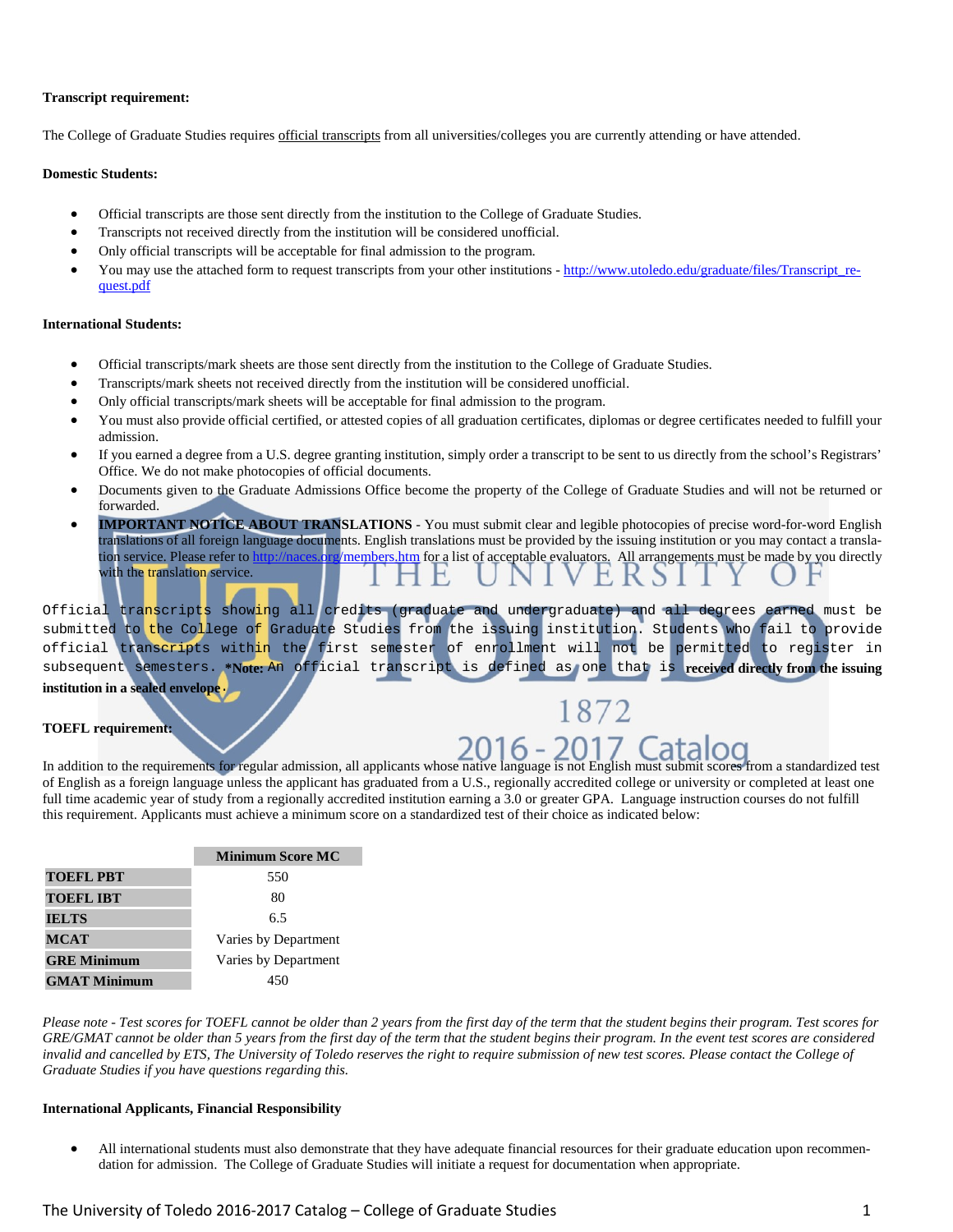**Transcript requirement:**

The College of Graduate Studies requires official transcripts from all universities/colleges you are currently attending or have attended.

**Domestic Students:**

- Official transcripts are those sent directly from the institution to the College of Graduate Studies.
- Transcripts not received directly from the institution will be considered unofficial.
- Only official transcripts will be acceptable for final admission to the program.
- You may use the attached form to request transcripts from your other institutions - http://www.utoledo.edu/graduate/files/Transcript_request.pdf

**International Students:**

- Official transcripts/mark sheets are those sent directly from the institution to the College of Graduate Studies.
- Transcripts/mark sheets not received directly from the institution will be considered unofficial.
- Only official transcripts/mark sheets will be acceptable for final admission to the program.
- You must also provide official certified, or attested copies of all graduation certificates, diplomas or degree certificates needed to fulfill your admission.
- If you earned a degree from a U.S. degree granting institution, simply order a transcript to be sent to us directly from the school's Registrars' Office. We do not make photocopies of official documents.
- Documents given to the Graduate Admissions Office become the property of the College of Graduate Studies and will not be returned or forwarded.
- **IMPORTANT NOTICE ABOUT TRANSLATIONS** - You must submit clear and legible photocopies of precise word-for-word English translations of all foreign language documents. English translations must be provided by the issuing institution or you may contact a translation service. Please refer to http://naces.org/members.htm for a list of acceptable evaluators. All arrangements must be made by you directly with the translation service.

Official transcripts showing all credits (graduate and undergraduate) and all degrees earned must be submitted to the College of Graduate Studies from the issuing institution. Students who fail to provide official transcripts within the first semester of enrollment will not be permitted to register in subsequent semesters. ***Note:** An official transcript is defined as one that is **received directly from the issuing institution in a sealed envelope**.

**TOEFL requirement:**

In addition to the requirements for regular admission, all applicants whose native language is not English must submit scores from a standardized test of English as a foreign language unless the applicant has graduated from a U.S., regionally accredited college or university or completed at least one full time academic year of study from a regionally accredited institution earning a 3.0 or greater GPA. Language instruction courses do not fulfill this requirement. Applicants must achieve a minimum score on a standardized test of their choice as indicated below:

| | Minimum Score MC |
|---|---|
| **TOEFL PBT** | 550 |
| **TOEFL IBT** | 80 |
| **IELTS** | 6.5 |
| **MCAT** | Varies by Department |
| **GRE Minimum** | Varies by Department |
| **GMAT Minimum** | 450 |

*Please note - Test scores for TOEFL cannot be older than 2 years from the first day of the term that the student begins their program. Test scores for GRE/GMAT cannot be older than 5 years from the first day of the term that the student begins their program. In the event test scores are considered invalid and cancelled by ETS, The University of Toledo reserves the right to require submission of new test scores. Please contact the College of Graduate Studies if you have questions regarding this.*

**International Applicants, Financial Responsibility**

- All international students must also demonstrate that they have adequate financial resources for their graduate education upon recommendation for admission. The College of Graduate Studies will initiate a request for documentation when appropriate.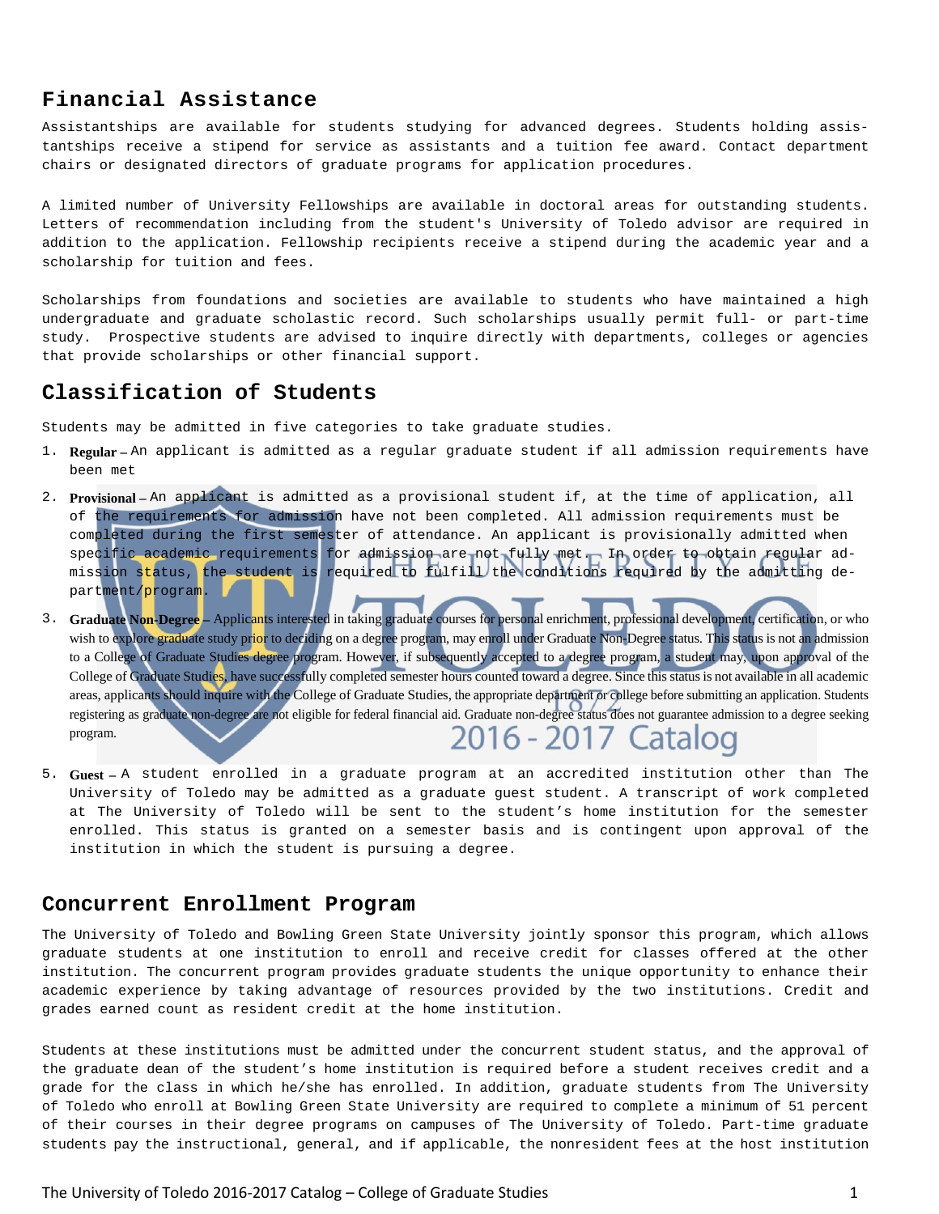## Financial Assistance

Assistantships are available for students studying for advanced degrees. Students holding assistantships receive a stipend for service as assistants and a tuition fee award. Contact department chairs or designated directors of graduate programs for application procedures.

A limited number of University Fellowships are available in doctoral areas for outstanding students. Letters of recommendation including from the student's University of Toledo advisor are required in addition to the application. Fellowship recipients receive a stipend during the academic year and a scholarship for tuition and fees.

Scholarships from foundations and societies are available to students who have maintained a high undergraduate and graduate scholastic record. Such scholarships usually permit full- or part-time study. Prospective students are advised to inquire directly with departments, colleges or agencies that provide scholarships or other financial support.

## Classification of Students

Students may be admitted in five categories to take graduate studies.

1. **Regular –** An applicant is admitted as a regular graduate student if all admission requirements have been met
2. **Provisional –** An applicant is admitted as a provisional student if, at the time of application, all of the requirements for admission have not been completed. All admission requirements must be completed during the first semester of attendance. An applicant is provisionally admitted when specific academic requirements for admission are not fully met. In order to obtain regular admission status, the student is required to fulfill the conditions required by the admitting department/program.
3. **Graduate Non-Degree –** Applicants interested in taking graduate courses for personal enrichment, professional development, certification, or who wish to explore graduate study prior to deciding on a degree program, may enroll under Graduate Non-Degree status. This status is not an admission to a College of Graduate Studies degree program. However, if subsequently accepted to a degree program, a student may, upon approval of the College of Graduate Studies, have successfully completed semester hours counted toward a degree. Since this status is not available in all academic areas, applicants should inquire with the College of Graduate Studies, the appropriate department or college before submitting an application. Students registering as graduate non-degree are not eligible for federal financial aid. Graduate non-degree status does not guarantee admission to a degree seeking program.

5. **Guest –** A student enrolled in a graduate program at an accredited institution other than The University of Toledo may be admitted as a graduate guest student. A transcript of work completed at The University of Toledo will be sent to the student's home institution for the semester enrolled. This status is granted on a semester basis and is contingent upon approval of the institution in which the student is pursuing a degree.

## Concurrent Enrollment Program

The University of Toledo and Bowling Green State University jointly sponsor this program, which allows graduate students at one institution to enroll and receive credit for classes offered at the other institution. The concurrent program provides graduate students the unique opportunity to enhance their academic experience by taking advantage of resources provided by the two institutions. Credit and grades earned count as resident credit at the home institution.

Students at these institutions must be admitted under the concurrent student status, and the approval of the graduate dean of the student's home institution is required before a student receives credit and a grade for the class in which he/she has enrolled. In addition, graduate students from The University of Toledo who enroll at Bowling Green State University are required to complete a minimum of 51 percent of their courses in their degree programs on campuses of The University of Toledo. Part-time graduate students pay the instructional, general, and if applicable, the nonresident fees at the host institution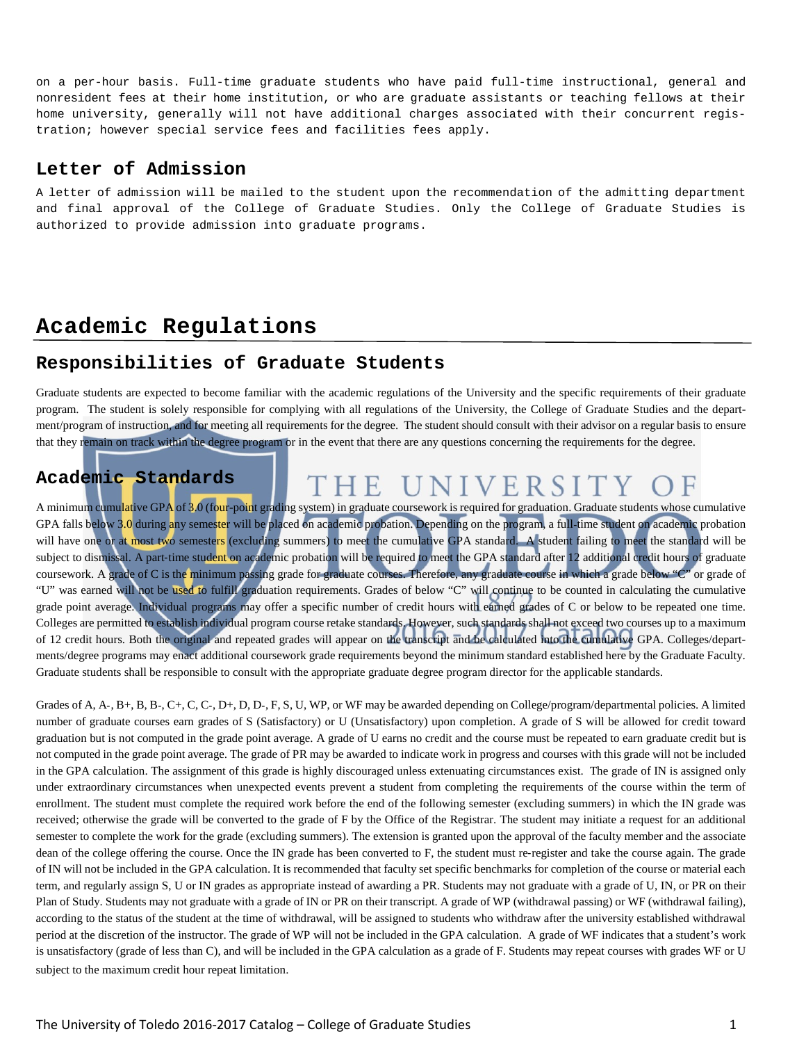on a per-hour basis. Full-time graduate students who have paid full-time instructional, general and nonresident fees at their home institution, or who are graduate assistants or teaching fellows at their home university, generally will not have additional charges associated with their concurrent registration; however special service fees and facilities fees apply.

## Letter of Admission

A letter of admission will be mailed to the student upon the recommendation of the admitting department and final approval of the College of Graduate Studies. Only the College of Graduate Studies is authorized to provide admission into graduate programs.

# Academic Regulations

## Responsibilities of Graduate Students

Graduate students are expected to become familiar with the academic regulations of the University and the specific requirements of their graduate program. The student is solely responsible for complying with all regulations of the University, the College of Graduate Studies and the department/program of instruction, and for meeting all requirements for the degree. The student should consult with their advisor on a regular basis to ensure that they remain on track within the degree program or in the event that there are any questions concerning the requirements for the degree.

## Academic Standards

A minimum cumulative GPA of 3.0 (four-point grading system) in graduate coursework is required for graduation. Graduate students whose cumulative GPA falls below 3.0 during any semester will be placed on academic probation. Depending on the program, a full-time student on academic probation will have one or at most two semesters (excluding summers) to meet the cumulative GPA standard. A student failing to meet the standard will be subject to dismissal. A part-time student on academic probation will be required to meet the GPA standard after 12 additional credit hours of graduate coursework. A grade of C is the minimum passing grade for graduate courses. Therefore, any graduate course in which a grade below "C" or grade of "U" was earned will not be used to fulfill graduation requirements. Grades of below "C" will continue to be counted in calculating the cumulative grade point average. Individual programs may offer a specific number of credit hours with earned grades of C or below to be repeated one time. Colleges are permitted to establish individual program course retake standards. However, such standards shall not exceed two courses up to a maximum of 12 credit hours. Both the original and repeated grades will appear on the transcript and be calculated into the cumulative GPA. Colleges/departments/degree programs may enact additional coursework grade requirements beyond the minimum standard established here by the Graduate Faculty. Graduate students shall be responsible to consult with the appropriate graduate degree program director for the applicable standards.

Grades of A, A-, B+, B, B-, C+, C, C-, D+, D, D-, F, S, U, WP, or WF may be awarded depending on College/program/departmental policies. A limited number of graduate courses earn grades of S (Satisfactory) or U (Unsatisfactory) upon completion. A grade of S will be allowed for credit toward graduation but is not computed in the grade point average. A grade of U earns no credit and the course must be repeated to earn graduate credit but is not computed in the grade point average. The grade of PR may be awarded to indicate work in progress and courses with this grade will not be included in the GPA calculation. The assignment of this grade is highly discouraged unless extenuating circumstances exist. The grade of IN is assigned only under extraordinary circumstances when unexpected events prevent a student from completing the requirements of the course within the term of enrollment. The student must complete the required work before the end of the following semester (excluding summers) in which the IN grade was received; otherwise the grade will be converted to the grade of F by the Office of the Registrar. The student may initiate a request for an additional semester to complete the work for the grade (excluding summers). The extension is granted upon the approval of the faculty member and the associate dean of the college offering the course. Once the IN grade has been converted to F, the student must re-register and take the course again. The grade of IN will not be included in the GPA calculation. It is recommended that faculty set specific benchmarks for completion of the course or material each term, and regularly assign S, U or IN grades as appropriate instead of awarding a PR. Students may not graduate with a grade of U, IN, or PR on their Plan of Study. Students may not graduate with a grade of IN or PR on their transcript. A grade of WP (withdrawal passing) or WF (withdrawal failing), according to the status of the student at the time of withdrawal, will be assigned to students who withdraw after the university established withdrawal period at the discretion of the instructor. The grade of WP will not be included in the GPA calculation. A grade of WF indicates that a student's work is unsatisfactory (grade of less than C), and will be included in the GPA calculation as a grade of F. Students may repeat courses with grades WF or U subject to the maximum credit hour repeat limitation.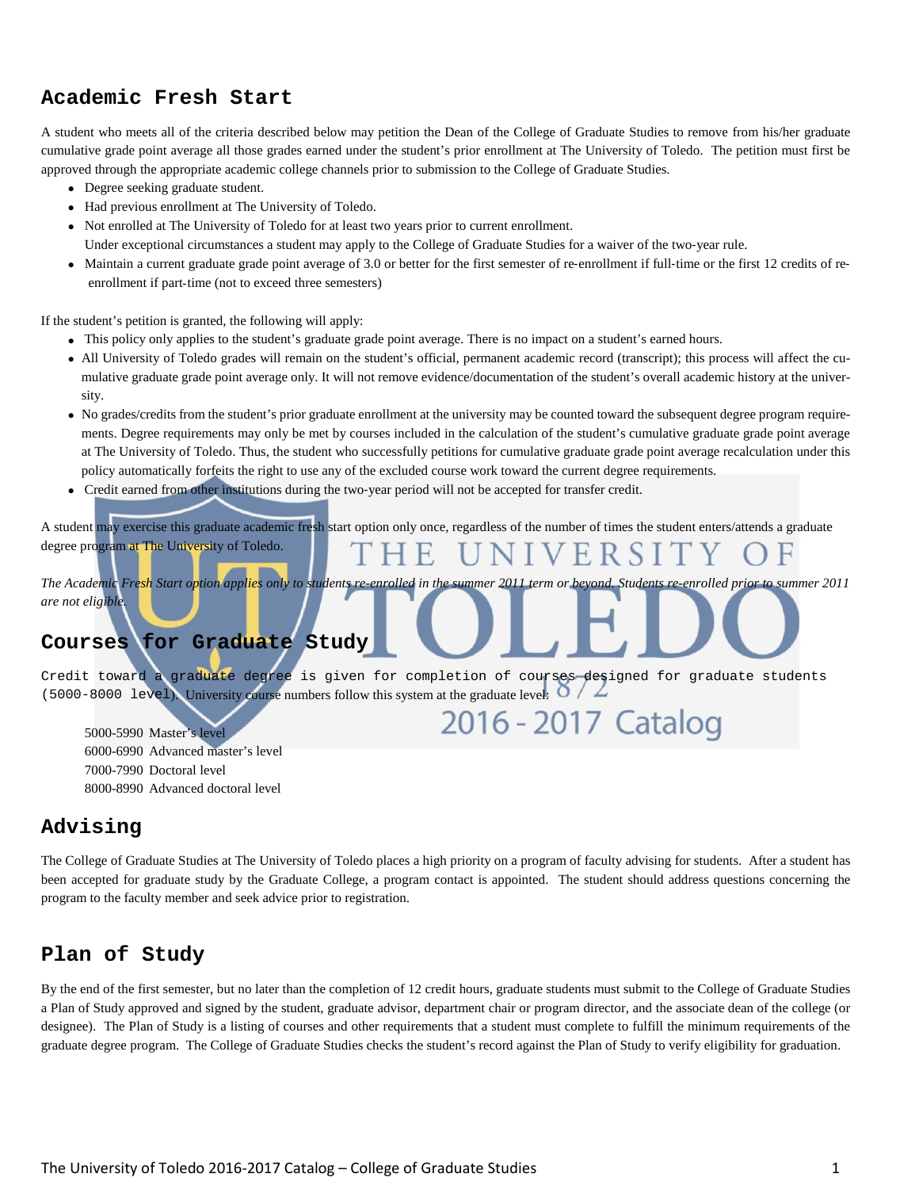## Academic Fresh Start

A student who meets all of the criteria described below may petition the Dean of the College of Graduate Studies to remove from his/her graduate cumulative grade point average all those grades earned under the student's prior enrollment at The University of Toledo. The petition must first be approved through the appropriate academic college channels prior to submission to the College of Graduate Studies.

- Degree seeking graduate student.
- Had previous enrollment at The University of Toledo.
- Not enrolled at The University of Toledo for at least two years prior to current enrollment.
  Under exceptional circumstances a student may apply to the College of Graduate Studies for a waiver of the two-year rule.
- Maintain a current graduate grade point average of 3.0 or better for the first semester of re-enrollment if full-time or the first 12 credits of re-enrollment if part-time (not to exceed three semesters)

If the student's petition is granted, the following will apply:

- This policy only applies to the student's graduate grade point average. There is no impact on a student's earned hours.
- All University of Toledo grades will remain on the student's official, permanent academic record (transcript); this process will affect the cumulative graduate grade point average only. It will not remove evidence/documentation of the student's overall academic history at the university.
- No grades/credits from the student's prior graduate enrollment at the university may be counted toward the subsequent degree program requirements. Degree requirements may only be met by courses included in the calculation of the student's cumulative graduate grade point average at The University of Toledo. Thus, the student who successfully petitions for cumulative graduate grade point average recalculation under this policy automatically forfeits the right to use any of the excluded course work toward the current degree requirements.
- Credit earned from other institutions during the two-year period will not be accepted for transfer credit.

A student may exercise this graduate academic fresh start option only once, regardless of the number of times the student enters/attends a graduate degree program at The University of Toledo.

*The Academic Fresh Start option applies only to students re-enrolled in the summer 2011 term or beyond. Students re-enrolled prior to summer 2011 are not eligible.*

## Courses for Graduate Study

Credit toward a graduate degree is given for completion of courses designed for graduate students (5000-8000 level). University course numbers follow this system at the graduate level:

5000-5990 Master's level
6000-6990 Advanced master's level
7000-7990 Doctoral level
8000-8990 Advanced doctoral level

## Advising

The College of Graduate Studies at The University of Toledo places a high priority on a program of faculty advising for students. After a student has been accepted for graduate study by the Graduate College, a program contact is appointed. The student should address questions concerning the program to the faculty member and seek advice prior to registration.

## Plan of Study

By the end of the first semester, but no later than the completion of 12 credit hours, graduate students must submit to the College of Graduate Studies a Plan of Study approved and signed by the student, graduate advisor, department chair or program director, and the associate dean of the college (or designee). The Plan of Study is a listing of courses and other requirements that a student must complete to fulfill the minimum requirements of the graduate degree program. The College of Graduate Studies checks the student's record against the Plan of Study to verify eligibility for graduation.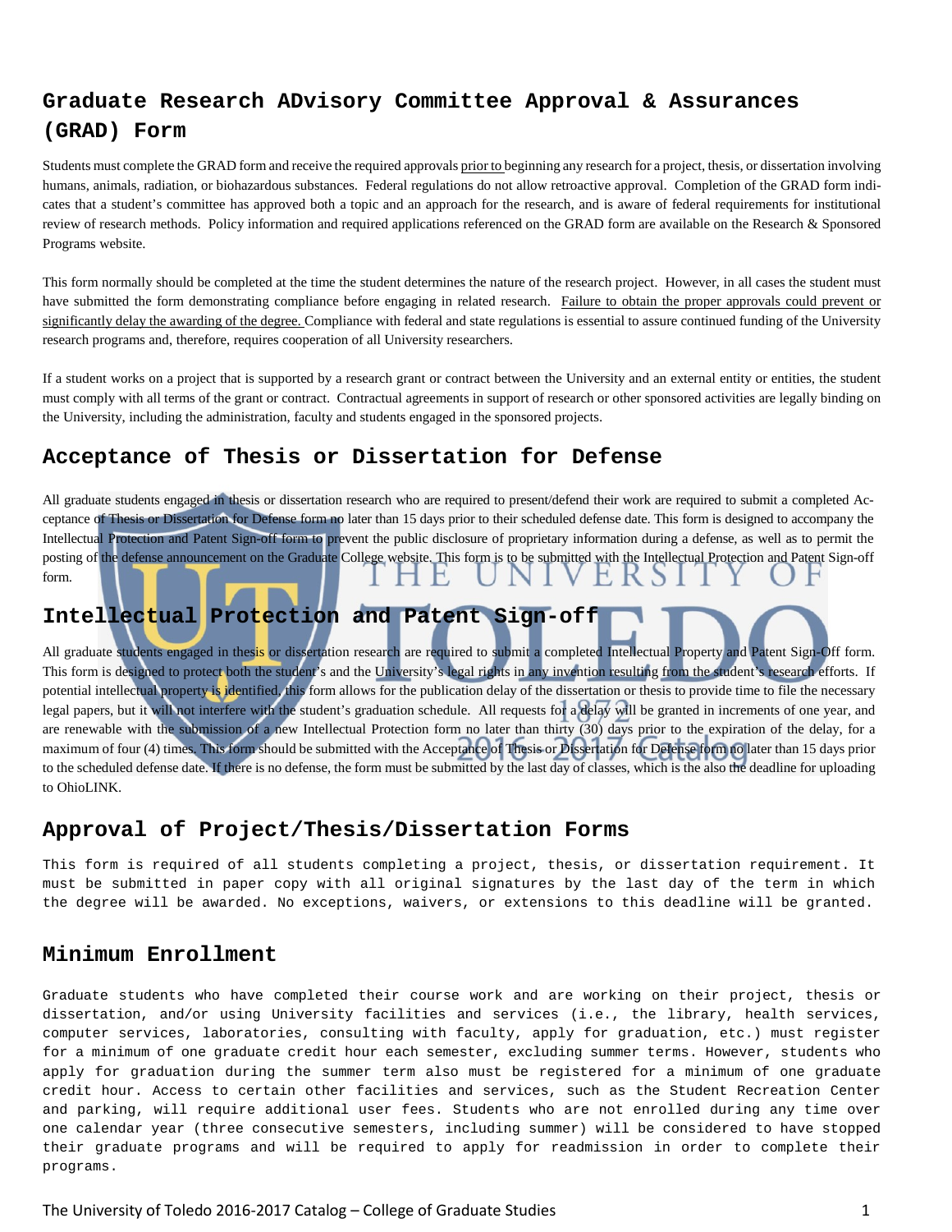## Graduate Research ADvisory Committee Approval & Assurances (GRAD) Form

Students must complete the GRAD form and receive the required approvals prior to beginning any research for a project, thesis, or dissertation involving humans, animals, radiation, or biohazardous substances. Federal regulations do not allow retroactive approval. Completion of the GRAD form indicates that a student's committee has approved both a topic and an approach for the research, and is aware of federal requirements for institutional review of research methods. Policy information and required applications referenced on the GRAD form are available on the Research & Sponsored Programs website.

This form normally should be completed at the time the student determines the nature of the research project. However, in all cases the student must have submitted the form demonstrating compliance before engaging in related research. Failure to obtain the proper approvals could prevent or significantly delay the awarding of the degree. Compliance with federal and state regulations is essential to assure continued funding of the University research programs and, therefore, requires cooperation of all University researchers.

If a student works on a project that is supported by a research grant or contract between the University and an external entity or entities, the student must comply with all terms of the grant or contract. Contractual agreements in support of research or other sponsored activities are legally binding on the University, including the administration, faculty and students engaged in the sponsored projects.

## Acceptance of Thesis or Dissertation for Defense

All graduate students engaged in thesis or dissertation research who are required to present/defend their work are required to submit a completed Acceptance of Thesis or Dissertation for Defense form no later than 15 days prior to their scheduled defense date. This form is designed to accompany the Intellectual Protection and Patent Sign-off form to prevent the public disclosure of proprietary information during a defense, as well as to permit the posting of the defense announcement on the Graduate College website. This form is to be submitted with the Intellectual Protection and Patent Sign-off form.

## Intellectual Protection and Patent Sign-off

All graduate students engaged in thesis or dissertation research are required to submit a completed Intellectual Property and Patent Sign-Off form. This form is designed to protect both the student's and the University's legal rights in any invention resulting from the student's research efforts. If potential intellectual property is identified, this form allows for the publication delay of the dissertation or thesis to provide time to file the necessary legal papers, but it will not interfere with the student's graduation schedule. All requests for a delay will be granted in increments of one year, and are renewable with the submission of a new Intellectual Protection form no later than thirty (30) days prior to the expiration of the delay, for a maximum of four (4) times. This form should be submitted with the Acceptance of Thesis or Dissertation for Defense form no later than 15 days prior to the scheduled defense date. If there is no defense, the form must be submitted by the last day of classes, which is the also the deadline for uploading to OhioLINK.

## Approval of Project/Thesis/Dissertation Forms

This form is required of all students completing a project, thesis, or dissertation requirement. It must be submitted in paper copy with all original signatures by the last day of the term in which the degree will be awarded. No exceptions, waivers, or extensions to this deadline will be granted.

## Minimum Enrollment

Graduate students who have completed their course work and are working on their project, thesis or dissertation, and/or using University facilities and services (i.e., the library, health services, computer services, laboratories, consulting with faculty, apply for graduation, etc.) must register for a minimum of one graduate credit hour each semester, excluding summer terms. However, students who apply for graduation during the summer term also must be registered for a minimum of one graduate credit hour. Access to certain other facilities and services, such as the Student Recreation Center and parking, will require additional user fees. Students who are not enrolled during any time over one calendar year (three consecutive semesters, including summer) will be considered to have stopped their graduate programs and will be required to apply for readmission in order to complete their programs.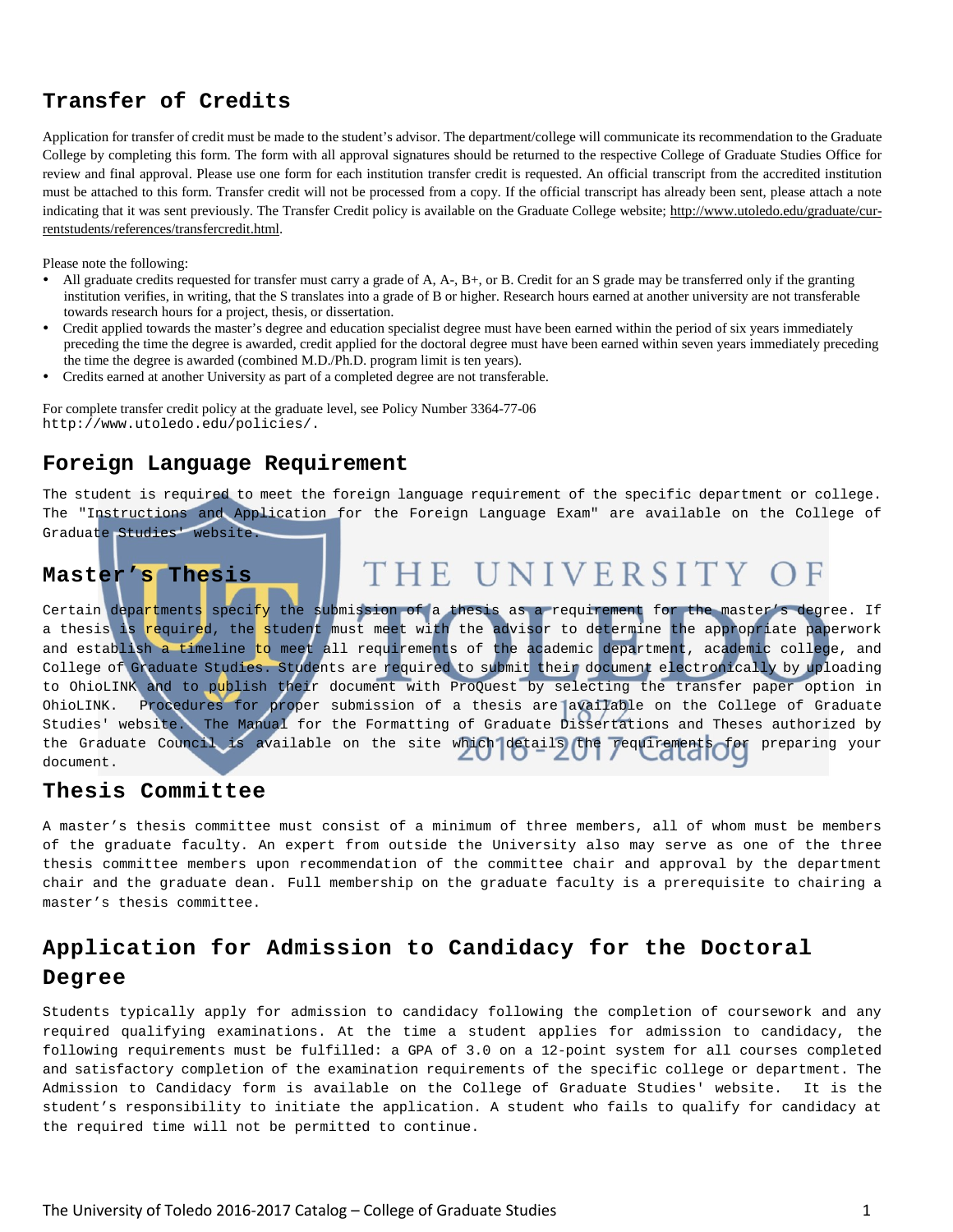## Transfer of Credits

Application for transfer of credit must be made to the student's advisor. The department/college will communicate its recommendation to the Graduate College by completing this form. The form with all approval signatures should be returned to the respective College of Graduate Studies Office for review and final approval. Please use one form for each institution transfer credit is requested. An official transcript from the accredited institution must be attached to this form. Transfer credit will not be processed from a copy. If the official transcript has already been sent, please attach a note indicating that it was sent previously. The Transfer Credit policy is available on the Graduate College website; http://www.utoledo.edu/graduate/currentstudents/references/transfercredit.html.

Please note the following:

- All graduate credits requested for transfer must carry a grade of A, A-, B+, or B. Credit for an S grade may be transferred only if the granting institution verifies, in writing, that the S translates into a grade of B or higher. Research hours earned at another university are not transferable towards research hours for a project, thesis, or dissertation.
- Credit applied towards the master's degree and education specialist degree must have been earned within the period of six years immediately preceding the time the degree is awarded, credit applied for the doctoral degree must have been earned within seven years immediately preceding the time the degree is awarded (combined M.D./Ph.D. program limit is ten years).
- Credits earned at another University as part of a completed degree are not transferable.

For complete transfer credit policy at the graduate level, see Policy Number 3364-77-06 http://www.utoledo.edu/policies/.

## Foreign Language Requirement

The student is required to meet the foreign language requirement of the specific department or college. The "Instructions and Application for the Foreign Language Exam" are available on the College of Graduate Studies' website.

## Master's Thesis

Certain departments specify the submission of a thesis as a requirement for the master's degree. If a thesis is required, the student must meet with the advisor to determine the appropriate paperwork and establish a timeline to meet all requirements of the academic department, academic college, and College of Graduate Studies. Students are required to submit their document electronically by uploading to OhioLINK and to publish their document with ProQuest by selecting the transfer paper option in OhioLINK. Procedures for proper submission of a thesis are available on the College of Graduate Studies' website. The Manual for the Formatting of Graduate Dissertations and Theses authorized by the Graduate Council is available on the site which details the requirements for preparing your document.

## Thesis Committee

A master's thesis committee must consist of a minimum of three members, all of whom must be members of the graduate faculty. An expert from outside the University also may serve as one of the three thesis committee members upon recommendation of the committee chair and approval by the department chair and the graduate dean. Full membership on the graduate faculty is a prerequisite to chairing a master's thesis committee.

## Application for Admission to Candidacy for the Doctoral Degree

Students typically apply for admission to candidacy following the completion of coursework and any required qualifying examinations. At the time a student applies for admission to candidacy, the following requirements must be fulfilled: a GPA of 3.0 on a 12-point system for all courses completed and satisfactory completion of the examination requirements of the specific college or department. The Admission to Candidacy form is available on the College of Graduate Studies' website. It is the student's responsibility to initiate the application. A student who fails to qualify for candidacy at the required time will not be permitted to continue.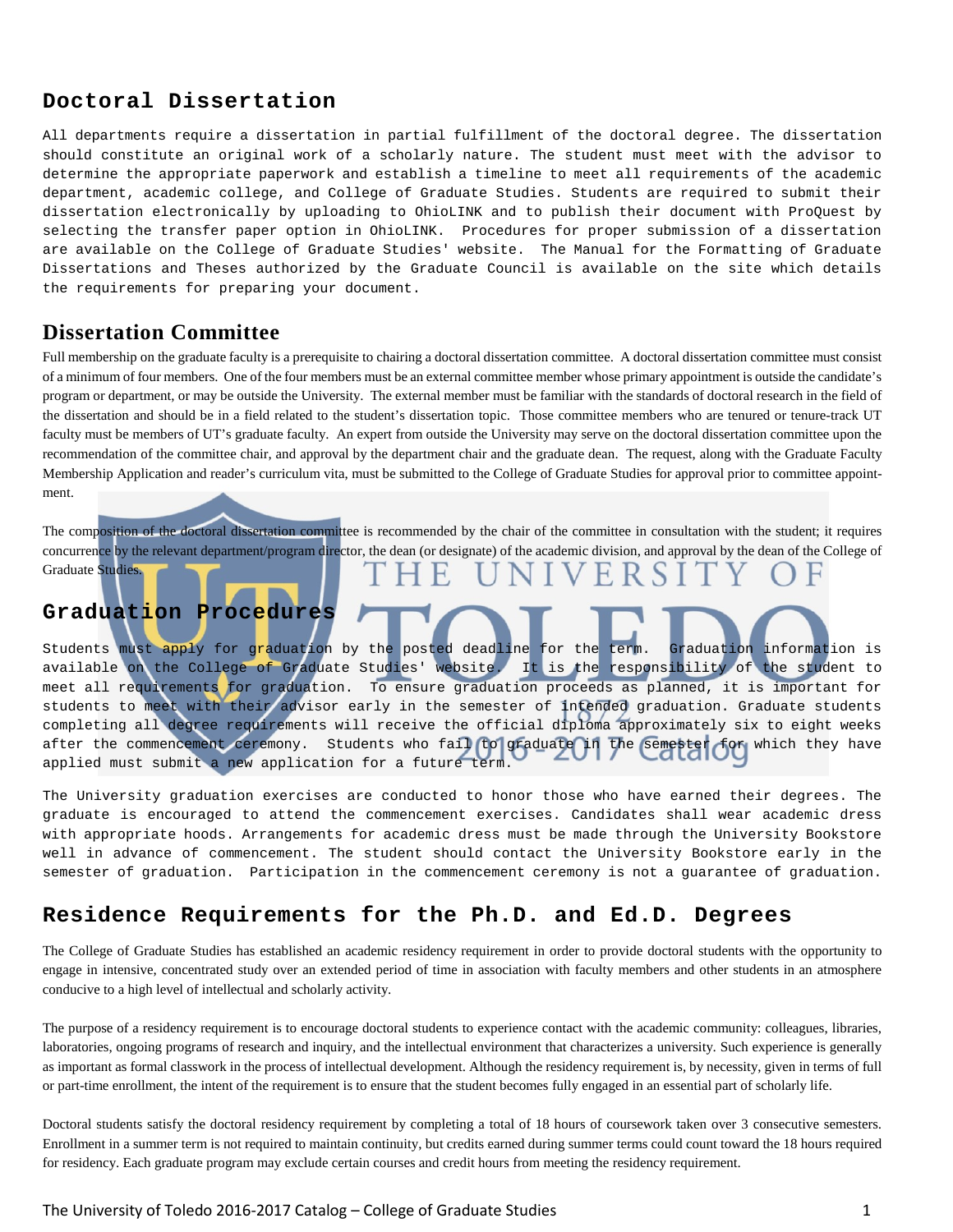## Doctoral Dissertation

All departments require a dissertation in partial fulfillment of the doctoral degree. The dissertation should constitute an original work of a scholarly nature. The student must meet with the advisor to determine the appropriate paperwork and establish a timeline to meet all requirements of the academic department, academic college, and College of Graduate Studies. Students are required to submit their dissertation electronically by uploading to OhioLINK and to publish their document with ProQuest by selecting the transfer paper option in OhioLINK. Procedures for proper submission of a dissertation are available on the College of Graduate Studies' website. The Manual for the Formatting of Graduate Dissertations and Theses authorized by the Graduate Council is available on the site which details the requirements for preparing your document.

## Dissertation Committee

Full membership on the graduate faculty is a prerequisite to chairing a doctoral dissertation committee. A doctoral dissertation committee must consist of a minimum of four members. One of the four members must be an external committee member whose primary appointment is outside the candidate's program or department, or may be outside the University. The external member must be familiar with the standards of doctoral research in the field of the dissertation and should be in a field related to the student's dissertation topic. Those committee members who are tenured or tenure-track UT faculty must be members of UT's graduate faculty. An expert from outside the University may serve on the doctoral dissertation committee upon the recommendation of the committee chair, and approval by the department chair and the graduate dean. The request, along with the Graduate Faculty Membership Application and reader's curriculum vita, must be submitted to the College of Graduate Studies for approval prior to committee appointment.

The composition of the doctoral dissertation committee is recommended by the chair of the committee in consultation with the student; it requires concurrence by the relevant department/program director, the dean (or designate) of the academic division, and approval by the dean of the College of Graduate Studies.

## Graduation Procedures

Students must apply for graduation by the posted deadline for the term. Graduation information is available on the College of Graduate Studies' website. It is the responsibility of the student to meet all requirements for graduation. To ensure graduation proceeds as planned, it is important for students to meet with their advisor early in the semester of intended graduation. Graduate students completing all degree requirements will receive the official diploma approximately six to eight weeks after the commencement ceremony. Students who fail to graduate in the semester for which they have applied must submit a new application for a future term.

The University graduation exercises are conducted to honor those who have earned their degrees. The graduate is encouraged to attend the commencement exercises. Candidates shall wear academic dress with appropriate hoods. Arrangements for academic dress must be made through the University Bookstore well in advance of commencement. The student should contact the University Bookstore early in the semester of graduation. Participation in the commencement ceremony is not a guarantee of graduation.

## Residence Requirements for the Ph.D. and Ed.D. Degrees

The College of Graduate Studies has established an academic residency requirement in order to provide doctoral students with the opportunity to engage in intensive, concentrated study over an extended period of time in association with faculty members and other students in an atmosphere conducive to a high level of intellectual and scholarly activity.

The purpose of a residency requirement is to encourage doctoral students to experience contact with the academic community: colleagues, libraries, laboratories, ongoing programs of research and inquiry, and the intellectual environment that characterizes a university. Such experience is generally as important as formal classwork in the process of intellectual development. Although the residency requirement is, by necessity, given in terms of full or part-time enrollment, the intent of the requirement is to ensure that the student becomes fully engaged in an essential part of scholarly life.

Doctoral students satisfy the doctoral residency requirement by completing a total of 18 hours of coursework taken over 3 consecutive semesters. Enrollment in a summer term is not required to maintain continuity, but credits earned during summer terms could count toward the 18 hours required for residency. Each graduate program may exclude certain courses and credit hours from meeting the residency requirement.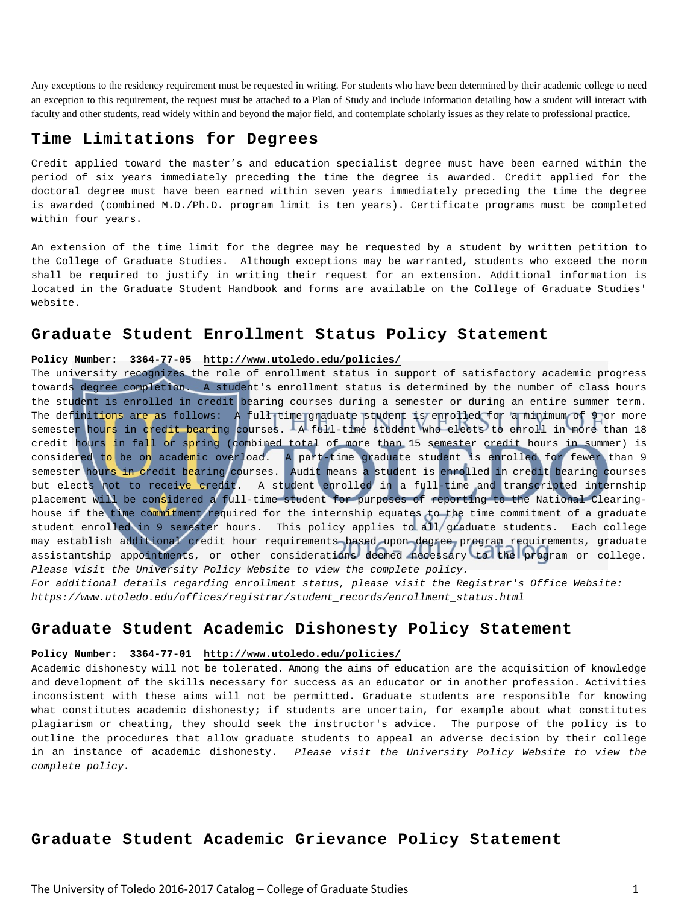Any exceptions to the residency requirement must be requested in writing. For students who have been determined by their academic college to need an exception to this requirement, the request must be attached to a Plan of Study and include information detailing how a student will interact with faculty and other students, read widely within and beyond the major field, and contemplate scholarly issues as they relate to professional practice.

## Time Limitations for Degrees

Credit applied toward the master's and education specialist degree must have been earned within the period of six years immediately preceding the time the degree is awarded. Credit applied for the doctoral degree must have been earned within seven years immediately preceding the time the degree is awarded (combined M.D./Ph.D. program limit is ten years). Certificate programs must be completed within four years.

An extension of the time limit for the degree may be requested by a student by written petition to the College of Graduate Studies. Although exceptions may be warranted, students who exceed the norm shall be required to justify in writing their request for an extension. Additional information is located in the Graduate Student Handbook and forms are available on the College of Graduate Studies' website.

## Graduate Student Enrollment Status Policy Statement

**Policy Number: 3364-77-05 http://www.utoledo.edu/policies/**

The university recognizes the role of enrollment status in support of satisfactory academic progress towards degree completion. A student's enrollment status is determined by the number of class hours the student is enrolled in credit bearing courses during a semester or during an entire summer term. The definitions are as follows: A full-time graduate student is enrolled for a minimum of 9 or more semester hours in credit bearing courses. A full-time student who elects to enroll in more than 18 credit hours in fall or spring (combined total of more than 15 semester credit hours in summer) is considered to be on academic overload. A part-time graduate student is enrolled for fewer than 9 semester hours in credit bearing courses. Audit means a student is enrolled in credit bearing courses but elects not to receive credit. A student enrolled in a full-time and transcripted internship placement will be considered a full-time student for purposes of reporting to the National Clearing-house if the time commitment required for the internship equates to the time commitment of a graduate student enrolled in 9 semester hours. This policy applies to all graduate students. Each college may establish additional credit hour requirements based upon degree program requirements, graduate assistantship appointments, or other considerations deemed necessary to the program or college. *Please visit the University Policy Website to view the complete policy.*

*For additional details regarding enrollment status, please visit the Registrar's Office Website: https://www.utoledo.edu/offices/registrar/student_records/enrollment_status.html*

## Graduate Student Academic Dishonesty Policy Statement

**Policy Number: 3364-77-01 http://www.utoledo.edu/policies/**

Academic dishonesty will not be tolerated. Among the aims of education are the acquisition of knowledge and development of the skills necessary for success as an educator or in another profession. Activities inconsistent with these aims will not be permitted. Graduate students are responsible for knowing what constitutes academic dishonesty; if students are uncertain, for example about what constitutes plagiarism or cheating, they should seek the instructor's advice. The purpose of the policy is to outline the procedures that allow graduate students to appeal an adverse decision by their college in an instance of academic dishonesty. *Please visit the University Policy Website to view the complete policy.*

## Graduate Student Academic Grievance Policy Statement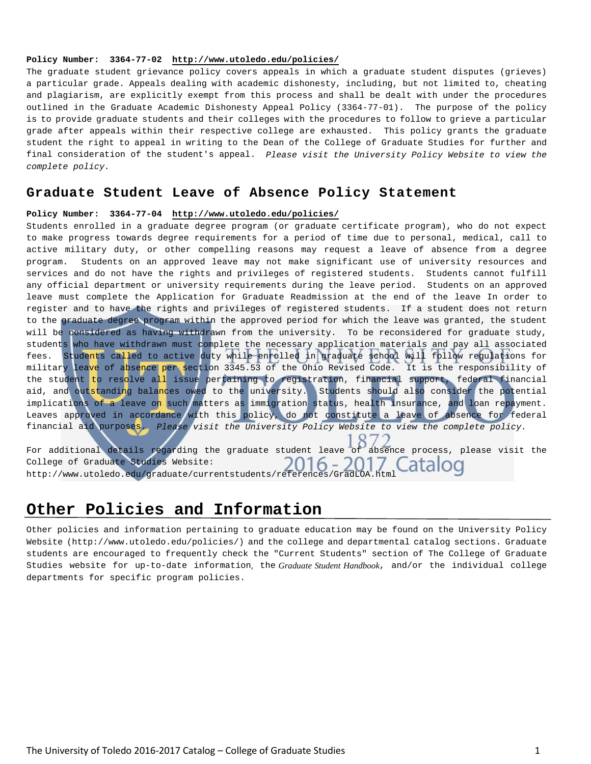**Policy Number: 3364-77-02 http://www.utoledo.edu/policies/**
The graduate student grievance policy covers appeals in which a graduate student disputes (grieves) a particular grade. Appeals dealing with academic dishonesty, including, but not limited to, cheating and plagiarism, are explicitly exempt from this process and shall be dealt with under the procedures outlined in the Graduate Academic Dishonesty Appeal Policy (3364-77-01). The purpose of the policy is to provide graduate students and their colleges with the procedures to follow to grieve a particular grade after appeals within their respective college are exhausted. This policy grants the graduate student the right to appeal in writing to the Dean of the College of Graduate Studies for further and final consideration of the student's appeal. *Please visit the University Policy Website to view the complete policy.*

## Graduate Student Leave of Absence Policy Statement

**Policy Number: 3364-77-04 http://www.utoledo.edu/policies/**
Students enrolled in a graduate degree program (or graduate certificate program), who do not expect to make progress towards degree requirements for a period of time due to personal, medical, call to active military duty, or other compelling reasons may request a leave of absence from a degree program. Students on an approved leave may not make significant use of university resources and services and do not have the rights and privileges of registered students. Students cannot fulfill any official department or university requirements during the leave period. Students on an approved leave must complete the Application for Graduate Readmission at the end of the leave In order to register and to have the rights and privileges of registered students. If a student does not return to the graduate degree program within the approved period for which the leave was granted, the student will be considered as having withdrawn from the university. To be reconsidered for graduate study, students who have withdrawn must complete the necessary application materials and pay all associated fees. Students called to active duty while enrolled in graduate school will follow regulations for military leave of absence per section 3345.53 of the Ohio Revised Code. It is the responsibility of the student to resolve all issue pertaining to registration, financial support, federal financial aid, and outstanding balances owed to the university. Students should also consider the potential implications of a leave on such matters as immigration status, health insurance, and loan repayment. Leaves approved in accordance with this policy, do not constitute a leave of absence for federal financial aid purposes. *Please visit the University Policy Website to view the complete policy.*

For additional details regarding the graduate student leave of absence process, please visit the College of Graduate Studies Website:
http://www.utoledo.edu/graduate/currentstudents/references/GradLOA.html

# Other Policies and Information

Other policies and information pertaining to graduate education may be found on the University Policy Website (http://www.utoledo.edu/policies/) and the college and departmental catalog sections. Graduate students are encouraged to frequently check the "Current Students" section of The College of Graduate Studies website for up-to-date information, the *Graduate Student Handbook*, and/or the individual college departments for specific program policies.